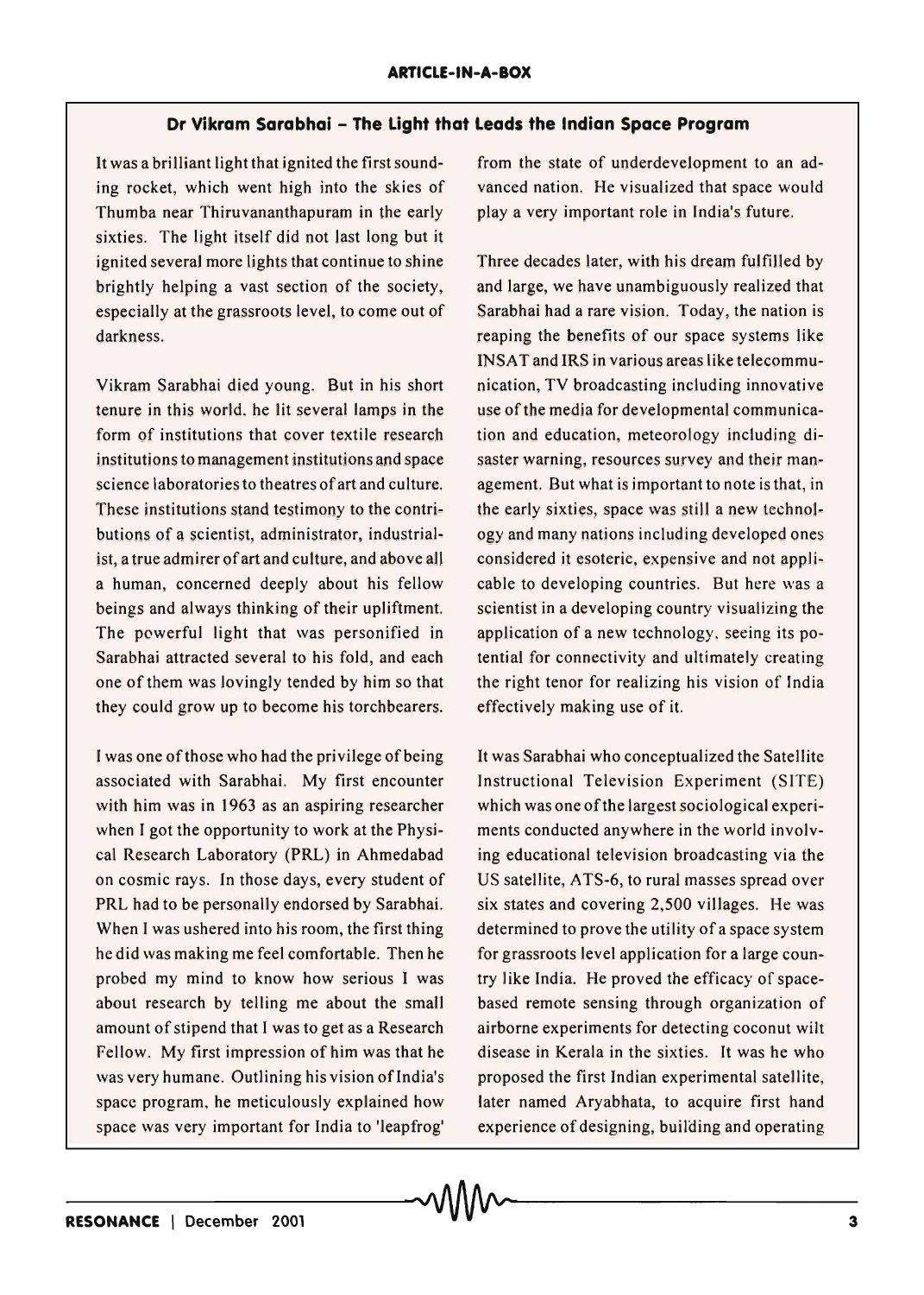## Dr Vikram Sarabhai – The Light that Leads the Indian Space Program

It was a brilliant light that ignited the first sounding rocket, which went high into the skies of Thumba near Thiruvananthapuram in the early sixties. The light itself did not last long but it ignited several more lights that continue to shine brightly helping a vast section of the society, especially at the grassroots level, to come out of darkness.

Vikram Sarabhai died young. But in his short tenure in this world, he lit several lamps in the form of institutions that cover textile research institutions to management institutions and space science laboratories to theatres of art and culture. These institutions stand testimony to the contributions of a scientist, administrator, industrialist, a true admirer of art and culture, and above all a human, concerned deeply about his fellow beings and always thinking of their upliftment. The powerful light that was personified in Sarabhai attracted several to his fold, and each one of them was lovingly tended by him so that they could grow up to become his torchbearers.

I was one of those who had the privilege of being associated with Sarabhai. My first encounter with him was in 1963 as an aspiring researcher when I got the opportunity to work at the Physical Research Laboratory (PRL) in Ahmedabad on cosmic rays. In those days, every student of PRL had to be personally endorsed by Sarabhai. When I was ushered into his room, the first thing he did was making me feel comfortable. Then he probed my mind to know how serious I was about research by telling me about the small amount of stipend that I was to get as a Research Fellow. My first impression of him was that he was very humane. Outlining his vision of India's space program, he meticulously explained how space was very important for India to 'leapfrog' from the state of underdevelopment to an advanced nation. He visualized that space would play a very important role in India's future.

Three decades later, with his dream fulfilled by and large, we have unambiguously realized that Sarabhai had a rare vision. Today, the nation is reaping the benefits of our space systems like INSAT and IRS in various areas like telecommunication, TV broadcasting including innovative use of the media for developmental communication and education, meteorology including disaster warning, resources survey and their management. But what is important to note is that, in the early sixties, space was still a new technology and many nations including developed ones considered it esoteric, expensive and not applicable to developing countries. But here was a scientist in a developing country visualizing the application of a new technology, seeing its potential for connectivity and ultimately creating the right tenor for realizing his vision of India effectively making use of it.

It was Sarabhai who conceptualized the Satellite Instructional Television Experiment (SITE) which was one of the largest sociological experiments conducted anywhere in the world involving educational television broadcasting via the US satellite, ATS-6, to rural masses spread over six states and covering 2,500 villages. He was determined to prove the utility of a space system for grassroots level application for a large country like India. He proved the efficacy of space-based remote sensing through organization of airborne experiments for detecting coconut wilt disease in Kerala in the sixties. It was he who proposed the first Indian experimental satellite, later named Aryabhata, to acquire first hand experience of designing, building and operating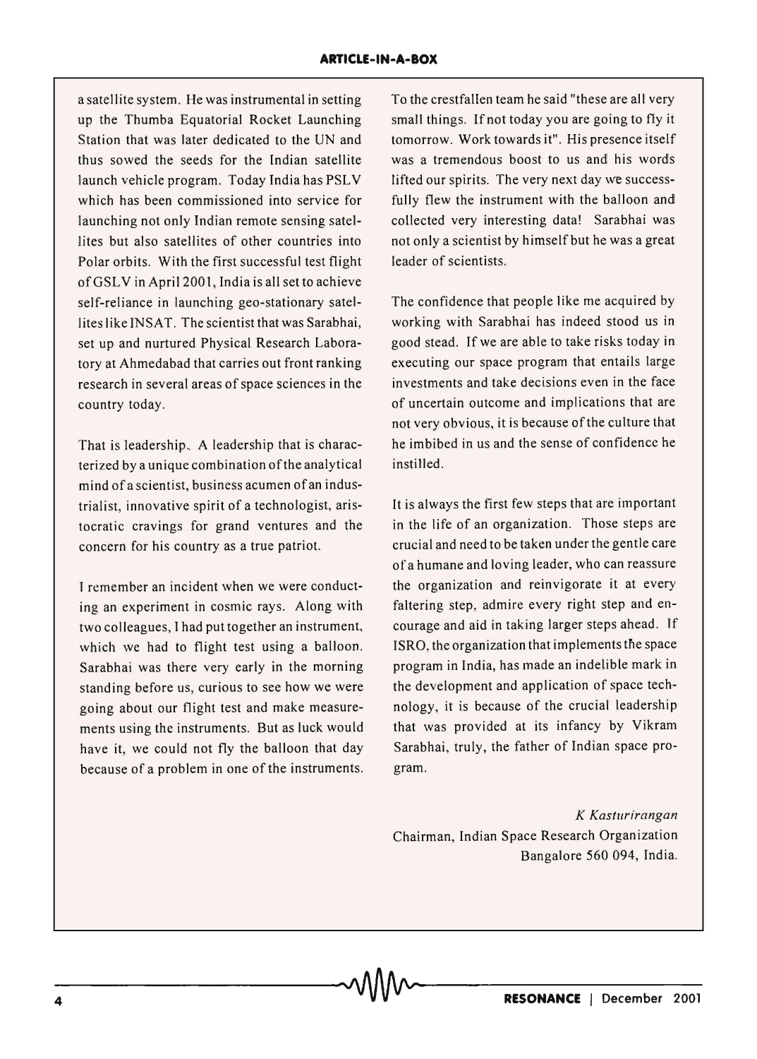a satellite system. He was instrumental in setting up the Thumba Equatorial Rocket Launching Station that was later dedicated to the UN and thus sowed the seeds for the Indian satellite launch vehicle program. Today India has PSLV which has been commissioned into service for launching not only Indian remote sensing satellites but also satellites of other countries into Polar orbits. With the first successful test flight of GSLV in April 2001, India is all set to achieve self-reliance in launching geo-stationary satellites like INSAT. The scientist that was Sarabhai, set up and nurtured Physical Research Laboratory at Ahmedabad that carries out front ranking research in several areas of space sciences in the country today.

That is leadership. A leadership that is characterized by a unique combination of the analytical mind of a scientist, business acumen of an industrialist, innovative spirit of a technologist, aristocratic cravings for grand ventures and the concern for his country as a true patriot.

I remember an incident when we were conducting an experiment in cosmic rays. Along with two colleagues, I had put together an instrument, which we had to flight test using a balloon. Sarabhai was there very early in the morning standing before us, curious to see how we were going about our flight test and make measurements using the instruments. But as luck would have it, we could not fly the balloon that day because of a problem in one of the instruments. To the crestfallen team he said "these are all very small things. If not today you are going to fly it tomorrow. Work towards it". His presence itself was a tremendous boost to us and his words lifted our spirits. The very next day we successfully flew the instrument with the balloon and collected very interesting data! Sarabhai was not only a scientist by himself but he was a great leader of scientists.

The confidence that people like me acquired by working with Sarabhai has indeed stood us in good stead. If we are able to take risks today in executing our space program that entails large investments and take decisions even in the face of uncertain outcome and implications that are not very obvious, it is because of the culture that he imbibed in us and the sense of confidence he instilled.

It is always the first few steps that are important in the life of an organization. Those steps are crucial and need to be taken under the gentle care of a humane and loving leader, who can reassure the organization and reinvigorate it at every faltering step, admire every right step and encourage and aid in taking larger steps ahead. If ISRO, the organization that implements the space program in India, has made an indelible mark in the development and application of space technology, it is because of the crucial leadership that was provided at its infancy by Vikram Sarabhai, truly, the father of Indian space program.

*K Kasturirangan*
Chairman, Indian Space Research Organization
Bangalore 560 094, India.